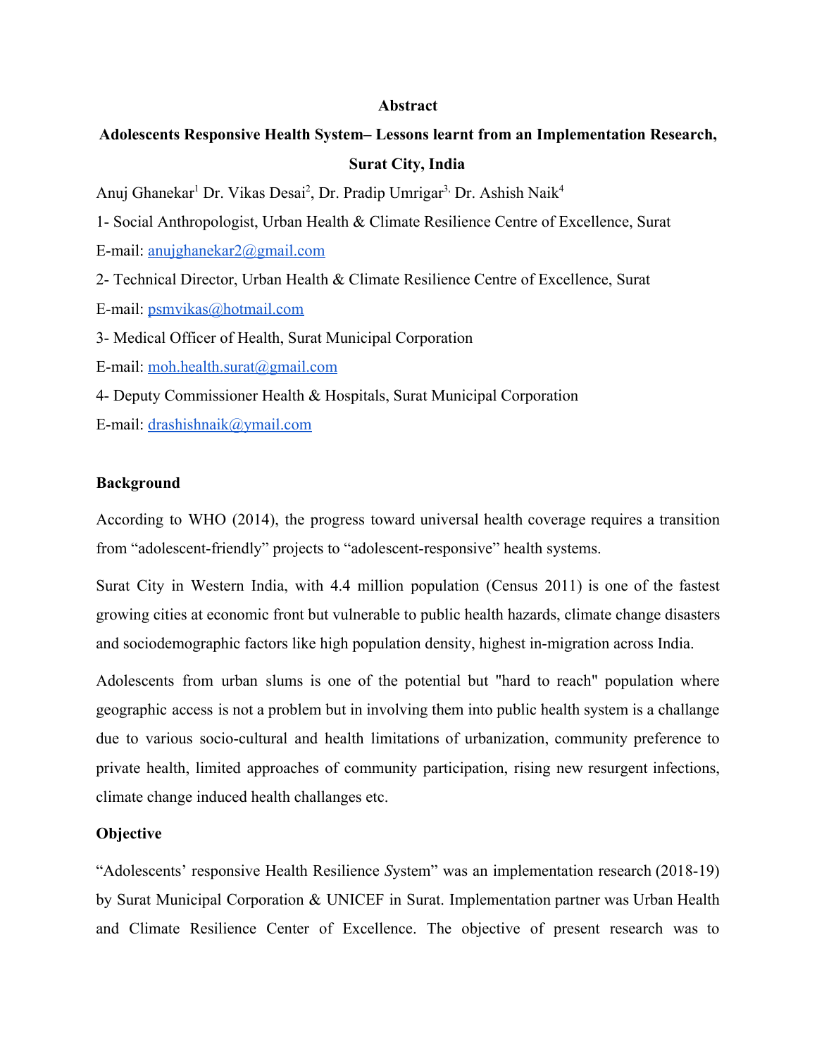**Abstract**

**Adolescents Responsive Health System– Lessons learnt from an Implementation Research, Surat City, India**

Anuj Ghanekar[1] Dr. Vikas Desai[2], Dr. Pradip Umrigar[3,] Dr. Ashish Naik[4]

1- Social Anthropologist, Urban Health & Climate Resilience Centre of Excellence, Surat

E-mail: anujghanekar2@gmail.com

2- Technical Director, Urban Health & Climate Resilience Centre of Excellence, Surat

E-mail: psmvikas@hotmail.com

3- Medical Officer of Health, Surat Municipal Corporation

E-mail: moh.health.surat@gmail.com

4- Deputy Commissioner Health & Hospitals, Surat Municipal Corporation

E-mail: drashishnaik@ymail.com

**Background**

According to WHO (2014), the progress toward universal health coverage requires a transition from "adolescent-friendly" projects to "adolescent-responsive" health systems.

Surat City in Western India, with 4.4 million population (Census 2011) is one of the fastest growing cities at economic front but vulnerable to public health hazards, climate change disasters and sociodemographic factors like high population density, highest in-migration across India.

Adolescents from urban slums is one of the potential but "hard to reach" population where geographic access is not a problem but in involving them into public health system is a challange due to various socio-cultural and health limitations of urbanization, community preference to private health, limited approaches of community participation, rising new resurgent infections, climate change induced health challanges etc.

**Objective**

"Adolescents' responsive Health Resilience *S*ystem" was an implementation research (2018-19) by Surat Municipal Corporation & UNICEF in Surat. Implementation partner was Urban Health and Climate Resilience Center of Excellence. The objective of present research was to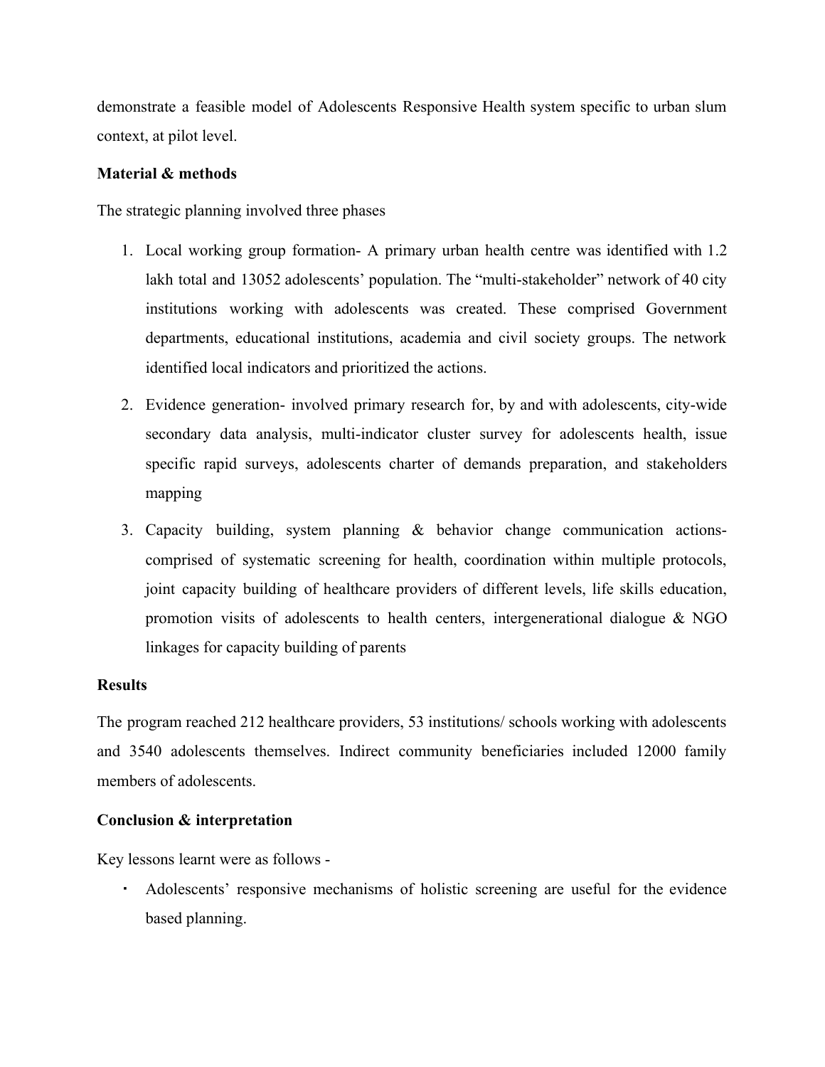demonstrate a feasible model of Adolescents Responsive Health system specific to urban slum context, at pilot level.

**Material & methods**

The strategic planning involved three phases

1. Local working group formation- A primary urban health centre was identified with 1.2 lakh total and 13052 adolescents' population. The "multi-stakeholder" network of 40 city institutions working with adolescents was created. These comprised Government departments, educational institutions, academia and civil society groups. The network identified local indicators and prioritized the actions.
2. Evidence generation- involved primary research for, by and with adolescents, city-wide secondary data analysis, multi-indicator cluster survey for adolescents health, issue specific rapid surveys, adolescents charter of demands preparation, and stakeholders mapping
3. Capacity building, system planning & behavior change communication actions- comprised of systematic screening for health, coordination within multiple protocols, joint capacity building of healthcare providers of different levels, life skills education, promotion visits of adolescents to health centers, intergenerational dialogue & NGO linkages for capacity building of parents

**Results**

The program reached 212 healthcare providers, 53 institutions/ schools working with adolescents and 3540 adolescents themselves. Indirect community beneficiaries included 12000 family members of adolescents.

**Conclusion & interpretation**

Key lessons learnt were as follows -

- Adolescents' responsive mechanisms of holistic screening are useful for the evidence based planning.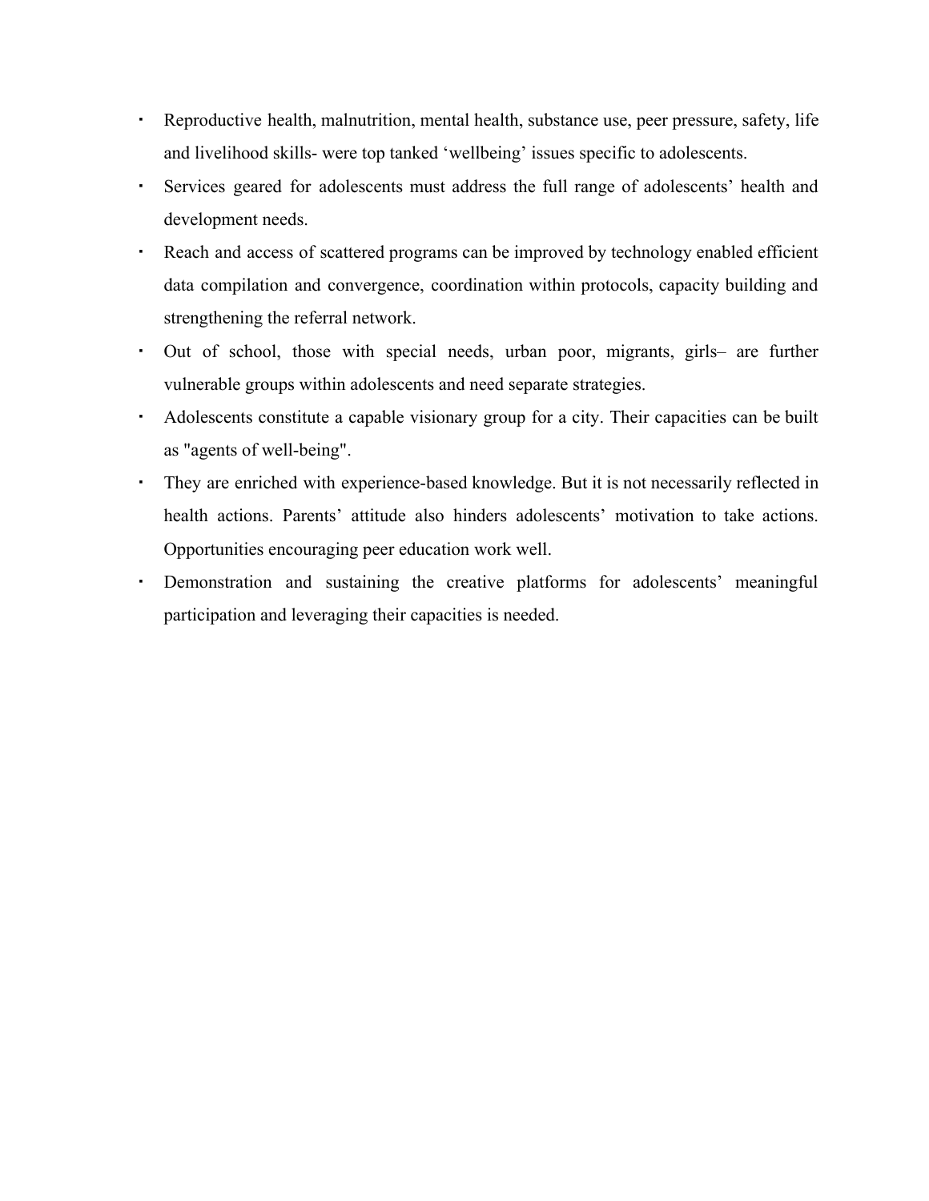- Reproductive health, malnutrition, mental health, substance use, peer pressure, safety, life and livelihood skills- were top tanked 'wellbeing' issues specific to adolescents.
- Services geared for adolescents must address the full range of adolescents' health and development needs.
- Reach and access of scattered programs can be improved by technology enabled efficient data compilation and convergence, coordination within protocols, capacity building and strengthening the referral network.
- Out of school, those with special needs, urban poor, migrants, girls– are further vulnerable groups within adolescents and need separate strategies.
- Adolescents constitute a capable visionary group for a city. Their capacities can be built as "agents of well-being".
- They are enriched with experience-based knowledge. But it is not necessarily reflected in health actions. Parents' attitude also hinders adolescents' motivation to take actions. Opportunities encouraging peer education work well.
- Demonstration and sustaining the creative platforms for adolescents' meaningful participation and leveraging their capacities is needed.